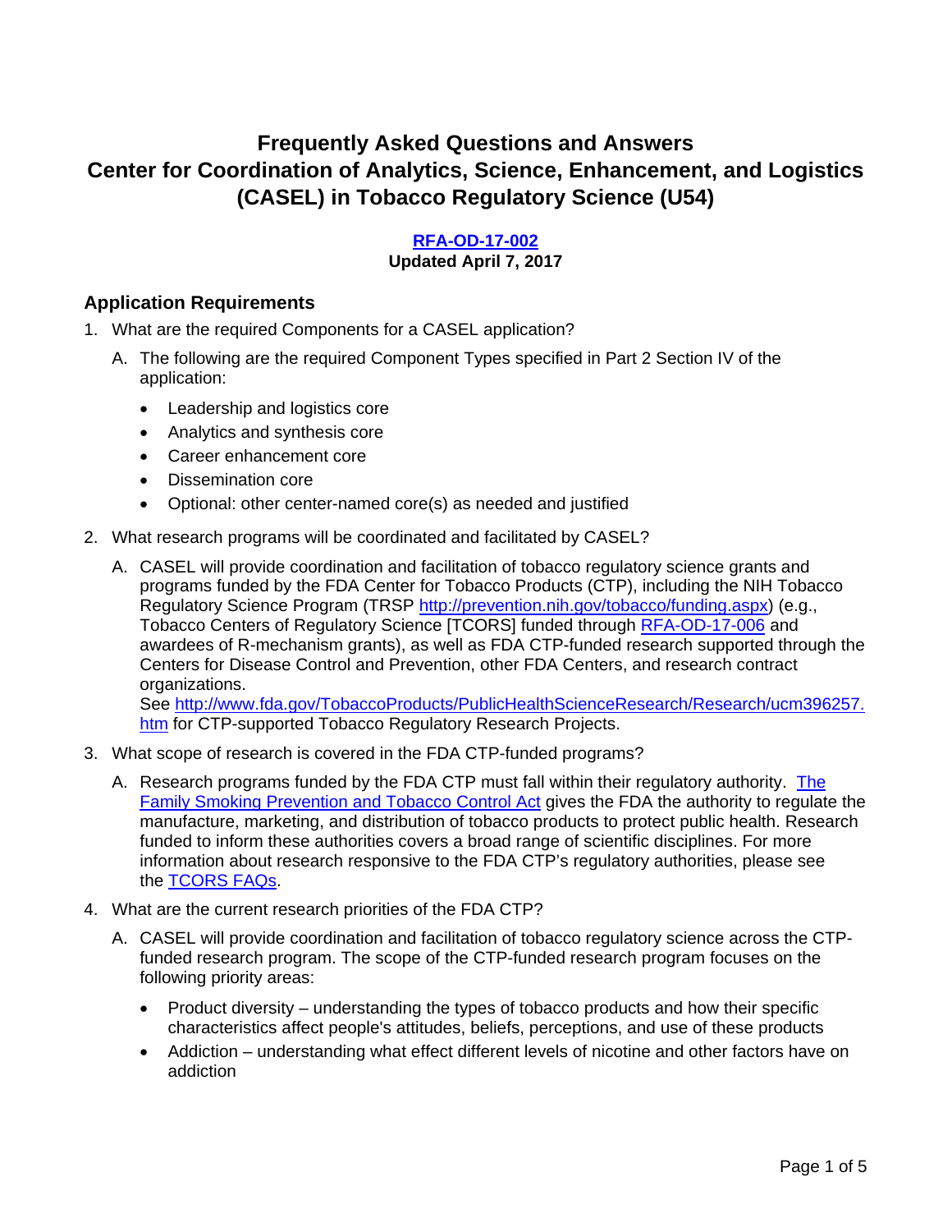# Frequently Asked Questions and Answers
# Center for Coordination of Analytics, Science, Enhancement, and Logistics (CASEL) in Tobacco Regulatory Science (U54)

**[RFA-OD-17-002](#)**
**Updated April 7, 2017**

## Application Requirements

1. What are the required Components for a CASEL application?

   A. The following are the required Component Types specified in Part 2 Section IV of the application:

      - Leadership and logistics core
      - Analytics and synthesis core
      - Career enhancement core
      - Dissemination core
      - Optional: other center-named core(s) as needed and justified

2. What research programs will be coordinated and facilitated by CASEL?

   A. CASEL will provide coordination and facilitation of tobacco regulatory science grants and programs funded by the FDA Center for Tobacco Products (CTP), including the NIH Tobacco Regulatory Science Program (TRSP http://prevention.nih.gov/tobacco/funding.aspx) (e.g., Tobacco Centers of Regulatory Science [TCORS] funded through RFA-OD-17-006 and awardees of R-mechanism grants), as well as FDA CTP-funded research supported through the Centers for Disease Control and Prevention, other FDA Centers, and research contract organizations.
   See http://www.fda.gov/TobaccoProducts/PublicHealthScienceResearch/Research/ucm396257.htm for CTP-supported Tobacco Regulatory Research Projects.

3. What scope of research is covered in the FDA CTP-funded programs?

   A. Research programs funded by the FDA CTP must fall within their regulatory authority. The Family Smoking Prevention and Tobacco Control Act gives the FDA the authority to regulate the manufacture, marketing, and distribution of tobacco products to protect public health. Research funded to inform these authorities covers a broad range of scientific disciplines. For more information about research responsive to the FDA CTP's regulatory authorities, please see the TCORS FAQs.

4. What are the current research priorities of the FDA CTP?

   A. CASEL will provide coordination and facilitation of tobacco regulatory science across the CTP-funded research program. The scope of the CTP-funded research program focuses on the following priority areas:

      - Product diversity – understanding the types of tobacco products and how their specific characteristics affect people's attitudes, beliefs, perceptions, and use of these products
      - Addiction – understanding what effect different levels of nicotine and other factors have on addiction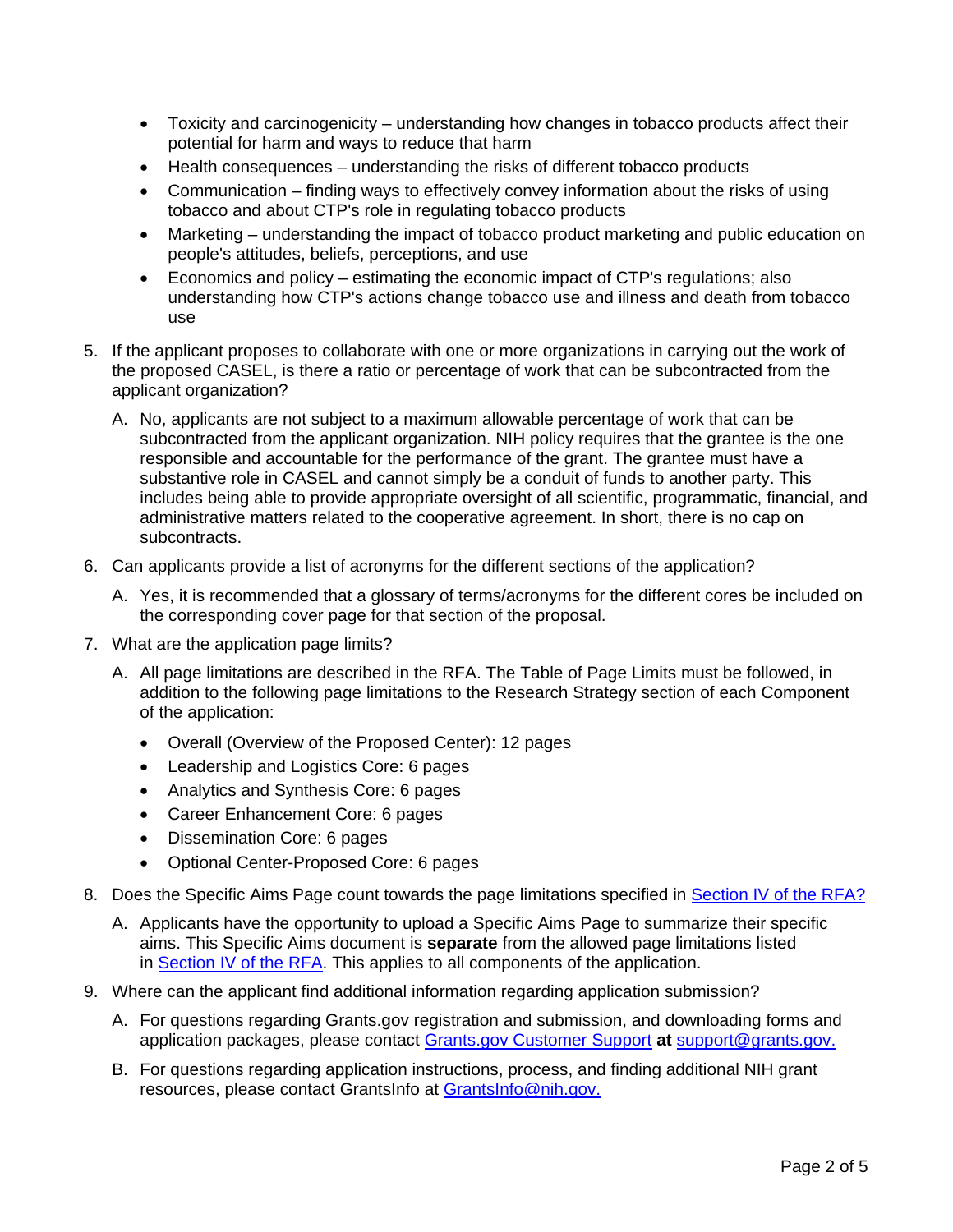- Toxicity and carcinogenicity – understanding how changes in tobacco products affect their potential for harm and ways to reduce that harm
- Health consequences – understanding the risks of different tobacco products
- Communication – finding ways to effectively convey information about the risks of using tobacco and about CTP's role in regulating tobacco products
- Marketing – understanding the impact of tobacco product marketing and public education on people's attitudes, beliefs, perceptions, and use
- Economics and policy – estimating the economic impact of CTP's regulations; also understanding how CTP's actions change tobacco use and illness and death from tobacco use

5. If the applicant proposes to collaborate with one or more organizations in carrying out the work of the proposed CASEL, is there a ratio or percentage of work that can be subcontracted from the applicant organization?

   A. No, applicants are not subject to a maximum allowable percentage of work that can be subcontracted from the applicant organization. NIH policy requires that the grantee is the one responsible and accountable for the performance of the grant. The grantee must have a substantive role in CASEL and cannot simply be a conduit of funds to another party. This includes being able to provide appropriate oversight of all scientific, programmatic, financial, and administrative matters related to the cooperative agreement. In short, there is no cap on subcontracts.

6. Can applicants provide a list of acronyms for the different sections of the application?

   A. Yes, it is recommended that a glossary of terms/acronyms for the different cores be included on the corresponding cover page for that section of the proposal.

7. What are the application page limits?

   A. All page limitations are described in the RFA. The Table of Page Limits must be followed, in addition to the following page limitations to the Research Strategy section of each Component of the application:

   - Overall (Overview of the Proposed Center): 12 pages
   - Leadership and Logistics Core: 6 pages
   - Analytics and Synthesis Core: 6 pages
   - Career Enhancement Core: 6 pages
   - Dissemination Core: 6 pages
   - Optional Center-Proposed Core: 6 pages

8. Does the Specific Aims Page count towards the page limitations specified in Section IV of the RFA?

   A. Applicants have the opportunity to upload a Specific Aims Page to summarize their specific aims. This Specific Aims document is **separate** from the allowed page limitations listed in Section IV of the RFA. This applies to all components of the application.

9. Where can the applicant find additional information regarding application submission?

   A. For questions regarding Grants.gov registration and submission, and downloading forms and application packages, please contact Grants.gov Customer Support **at** support@grants.gov.

   B. For questions regarding application instructions, process, and finding additional NIH grant resources, please contact GrantsInfo at GrantsInfo@nih.gov.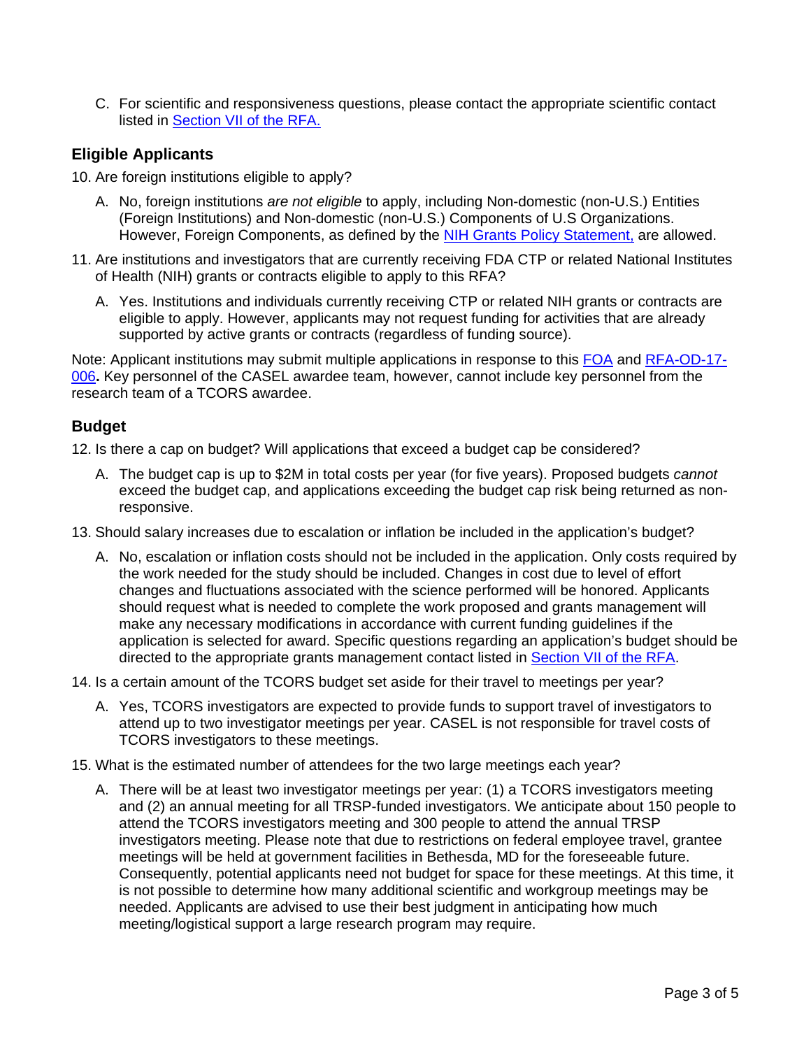C. For scientific and responsiveness questions, please contact the appropriate scientific contact listed in [Section VII of the RFA.]

## Eligible Applicants

10. Are foreign institutions eligible to apply?

    A. No, foreign institutions *are not eligible* to apply, including Non-domestic (non-U.S.) Entities (Foreign Institutions) and Non-domestic (non-U.S.) Components of U.S Organizations. However, Foreign Components, as defined by the [NIH Grants Policy Statement,] are allowed.

11. Are institutions and investigators that are currently receiving FDA CTP or related National Institutes of Health (NIH) grants or contracts eligible to apply to this RFA?

    A. Yes. Institutions and individuals currently receiving CTP or related NIH grants or contracts are eligible to apply. However, applicants may not request funding for activities that are already supported by active grants or contracts (regardless of funding source).

Note: Applicant institutions may submit multiple applications in response to this [FOA] and [RFA-OD-17-006]**.** Key personnel of the CASEL awardee team, however, cannot include key personnel from the research team of a TCORS awardee.

## Budget

12. Is there a cap on budget? Will applications that exceed a budget cap be considered?

    A. The budget cap is up to $2M in total costs per year (for five years). Proposed budgets *cannot* exceed the budget cap, and applications exceeding the budget cap risk being returned as non-responsive.

13. Should salary increases due to escalation or inflation be included in the application's budget?

    A. No, escalation or inflation costs should not be included in the application. Only costs required by the work needed for the study should be included. Changes in cost due to level of effort changes and fluctuations associated with the science performed will be honored. Applicants should request what is needed to complete the work proposed and grants management will make any necessary modifications in accordance with current funding guidelines if the application is selected for award. Specific questions regarding an application's budget should be directed to the appropriate grants management contact listed in [Section VII of the RFA].

14. Is a certain amount of the TCORS budget set aside for their travel to meetings per year?

    A. Yes, TCORS investigators are expected to provide funds to support travel of investigators to attend up to two investigator meetings per year. CASEL is not responsible for travel costs of TCORS investigators to these meetings.

15. What is the estimated number of attendees for the two large meetings each year?

    A. There will be at least two investigator meetings per year: (1) a TCORS investigators meeting and (2) an annual meeting for all TRSP-funded investigators. We anticipate about 150 people to attend the TCORS investigators meeting and 300 people to attend the annual TRSP investigators meeting. Please note that due to restrictions on federal employee travel, grantee meetings will be held at government facilities in Bethesda, MD for the foreseeable future. Consequently, potential applicants need not budget for space for these meetings. At this time, it is not possible to determine how many additional scientific and workgroup meetings may be needed. Applicants are advised to use their best judgment in anticipating how much meeting/logistical support a large research program may require.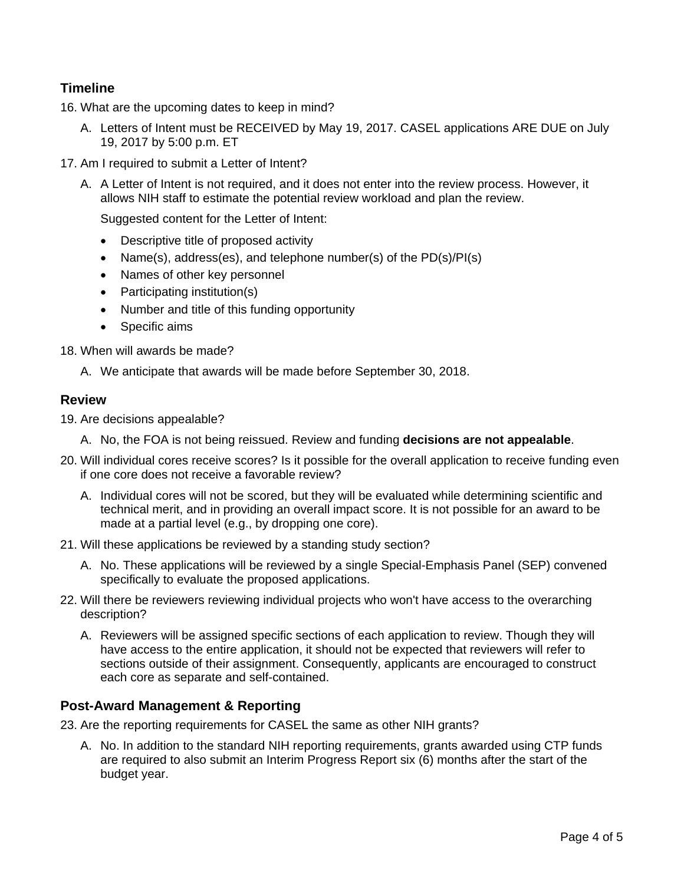## Timeline

16. What are the upcoming dates to keep in mind?

    A. Letters of Intent must be RECEIVED by May 19, 2017. CASEL applications ARE DUE on July 19, 2017 by 5:00 p.m. ET

17. Am I required to submit a Letter of Intent?

    A. A Letter of Intent is not required, and it does not enter into the review process. However, it allows NIH staff to estimate the potential review workload and plan the review.

       Suggested content for the Letter of Intent:

       - Descriptive title of proposed activity
       - Name(s), address(es), and telephone number(s) of the PD(s)/PI(s)
       - Names of other key personnel
       - Participating institution(s)
       - Number and title of this funding opportunity
       - Specific aims

18. When will awards be made?

    A. We anticipate that awards will be made before September 30, 2018.

## Review

19. Are decisions appealable?

    A. No, the FOA is not being reissued. Review and funding **decisions are not appealable**.

20. Will individual cores receive scores? Is it possible for the overall application to receive funding even if one core does not receive a favorable review?

    A. Individual cores will not be scored, but they will be evaluated while determining scientific and technical merit, and in providing an overall impact score. It is not possible for an award to be made at a partial level (e.g., by dropping one core).

21. Will these applications be reviewed by a standing study section?

    A. No. These applications will be reviewed by a single Special-Emphasis Panel (SEP) convened specifically to evaluate the proposed applications.

22. Will there be reviewers reviewing individual projects who won't have access to the overarching description?

    A. Reviewers will be assigned specific sections of each application to review. Though they will have access to the entire application, it should not be expected that reviewers will refer to sections outside of their assignment. Consequently, applicants are encouraged to construct each core as separate and self-contained.

## Post-Award Management & Reporting

23. Are the reporting requirements for CASEL the same as other NIH grants?

    A. No. In addition to the standard NIH reporting requirements, grants awarded using CTP funds are required to also submit an Interim Progress Report six (6) months after the start of the budget year.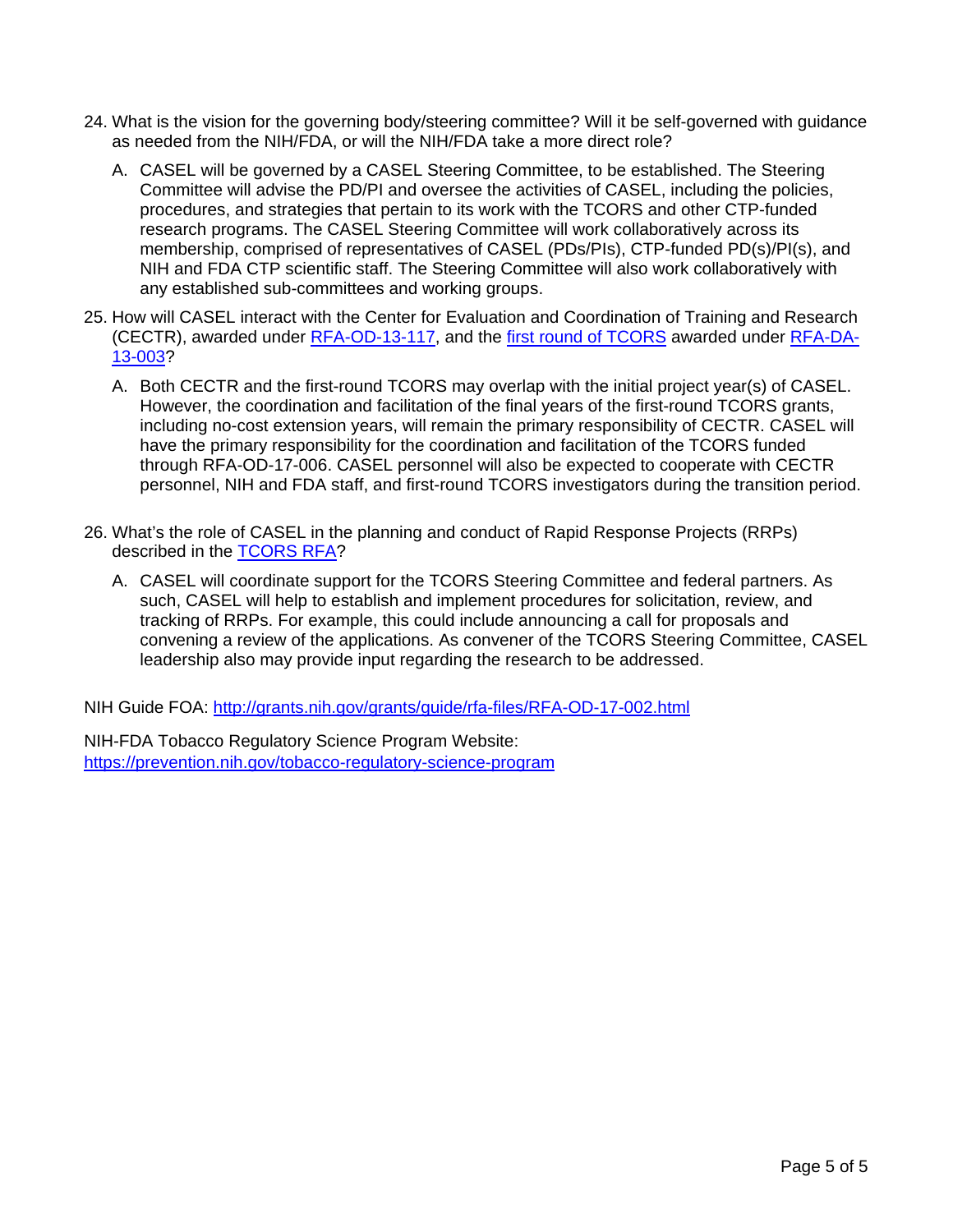24. What is the vision for the governing body/steering committee? Will it be self-governed with guidance as needed from the NIH/FDA, or will the NIH/FDA take a more direct role?

    A. CASEL will be governed by a CASEL Steering Committee, to be established. The Steering Committee will advise the PD/PI and oversee the activities of CASEL, including the policies, procedures, and strategies that pertain to its work with the TCORS and other CTP-funded research programs. The CASEL Steering Committee will work collaboratively across its membership, comprised of representatives of CASEL (PDs/PIs), CTP-funded PD(s)/PI(s), and NIH and FDA CTP scientific staff. The Steering Committee will also work collaboratively with any established sub-committees and working groups.

25. How will CASEL interact with the Center for Evaluation and Coordination of Training and Research (CECTR), awarded under [RFA-OD-13-117](RFA-OD-13-117), and the [first round of TCORS](first round of TCORS) awarded under [RFA-DA-13-003](RFA-DA-13-003)?

    A. Both CECTR and the first-round TCORS may overlap with the initial project year(s) of CASEL. However, the coordination and facilitation of the final years of the first-round TCORS grants, including no-cost extension years, will remain the primary responsibility of CECTR. CASEL will have the primary responsibility for the coordination and facilitation of the TCORS funded through RFA-OD-17-006. CASEL personnel will also be expected to cooperate with CECTR personnel, NIH and FDA staff, and first-round TCORS investigators during the transition period.

26. What's the role of CASEL in the planning and conduct of Rapid Response Projects (RRPs) described in the [TCORS RFA](TCORS RFA)?

    A. CASEL will coordinate support for the TCORS Steering Committee and federal partners. As such, CASEL will help to establish and implement procedures for solicitation, review, and tracking of RRPs. For example, this could include announcing a call for proposals and convening a review of the applications. As convener of the TCORS Steering Committee, CASEL leadership also may provide input regarding the research to be addressed.

NIH Guide FOA: [http://grants.nih.gov/grants/guide/rfa-files/RFA-OD-17-002.html](http://grants.nih.gov/grants/guide/rfa-files/RFA-OD-17-002.html)

NIH-FDA Tobacco Regulatory Science Program Website:
[https://prevention.nih.gov/tobacco-regulatory-science-program](https://prevention.nih.gov/tobacco-regulatory-science-program)